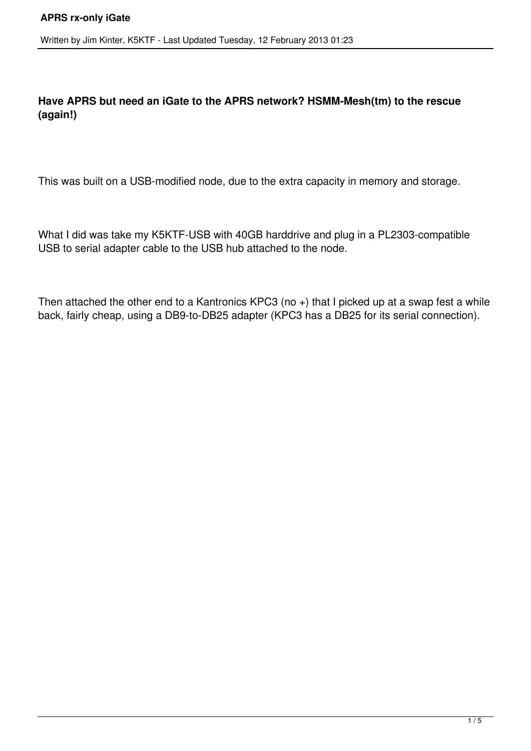# APRS rx-only iGate

Written by Jim Kinter, K5KTF - Last Updated Tuesday, 12 February 2013 01:23

**Have APRS but need an iGate to the APRS network? HSMM-Mesh(tm) to the rescue (again!)**

This was built on a USB-modified node, due to the extra capacity in memory and storage.

What I did was take my K5KTF-USB with 40GB harddrive and plug in a PL2303-compatible USB to serial adapter cable to the USB hub attached to the node.

Then attached the other end to a Kantronics KPC3 (no +) that I picked up at a swap fest a while back, fairly cheap, using a DB9-to-DB25 adapter (KPC3 has a DB25 for its serial connection).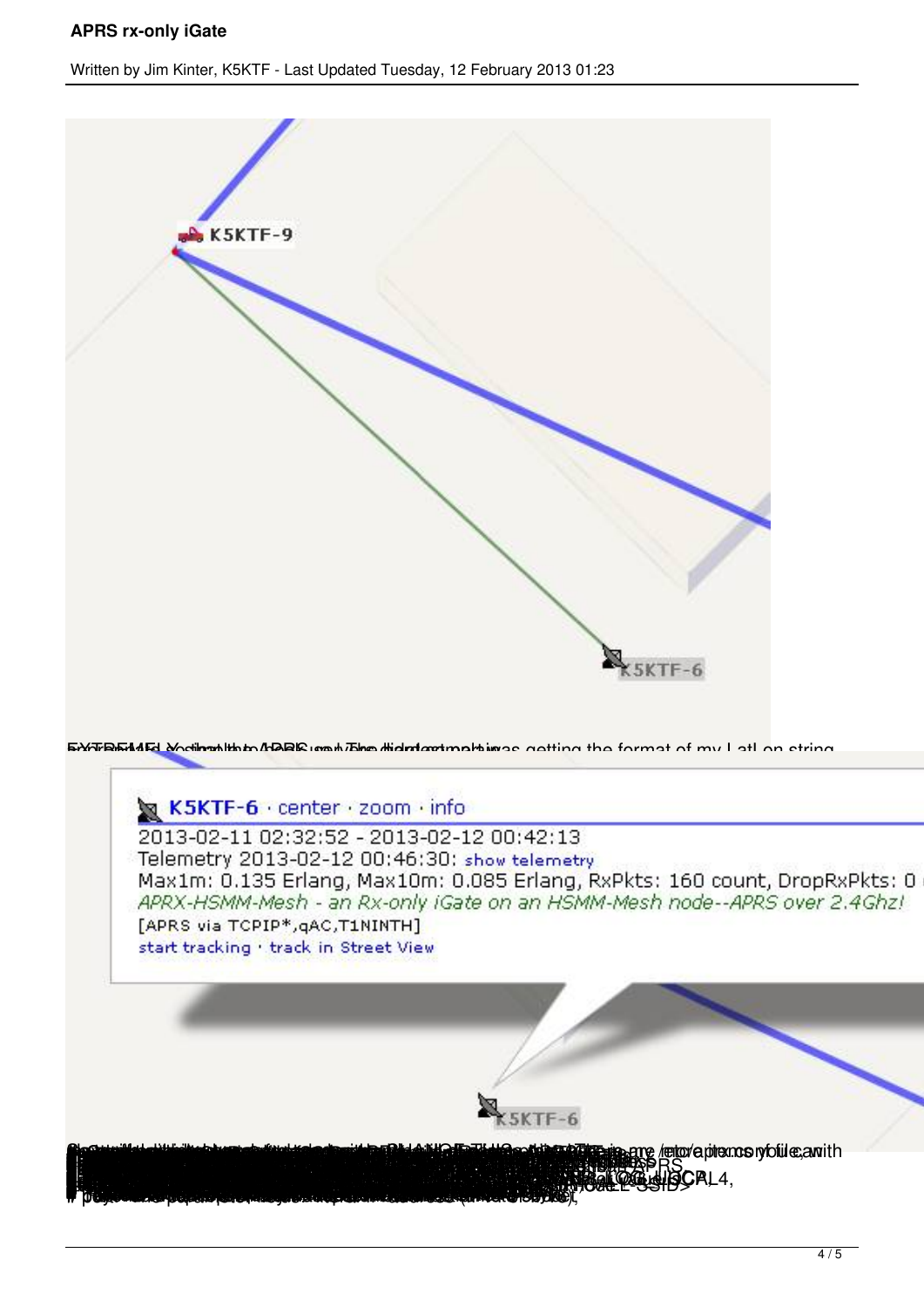EXTREMELY slow to APRS.  The hardest part was getting the format of my LatLon string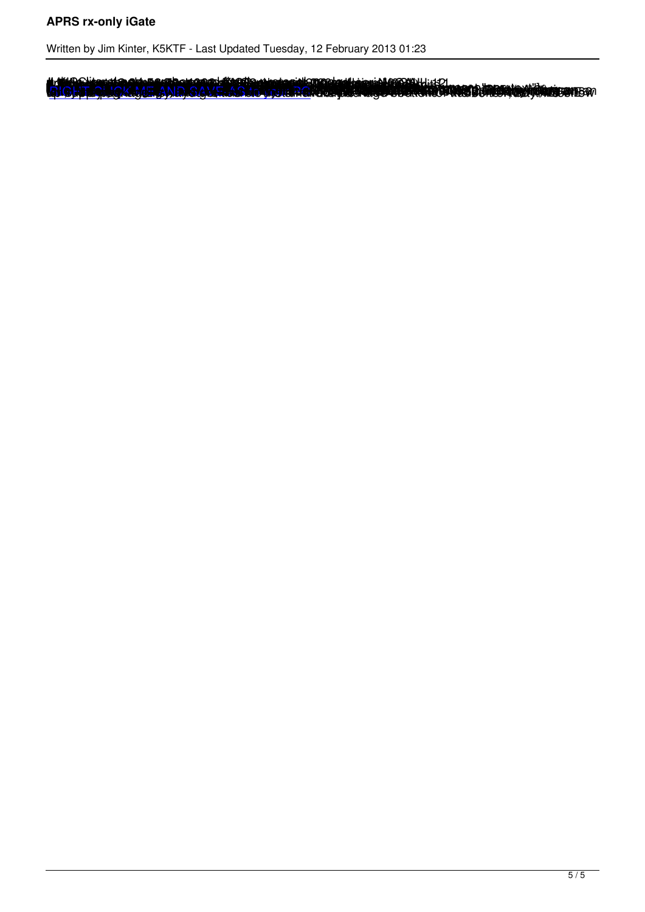RIGHT CLICK ME AND SAVE AS to your PC